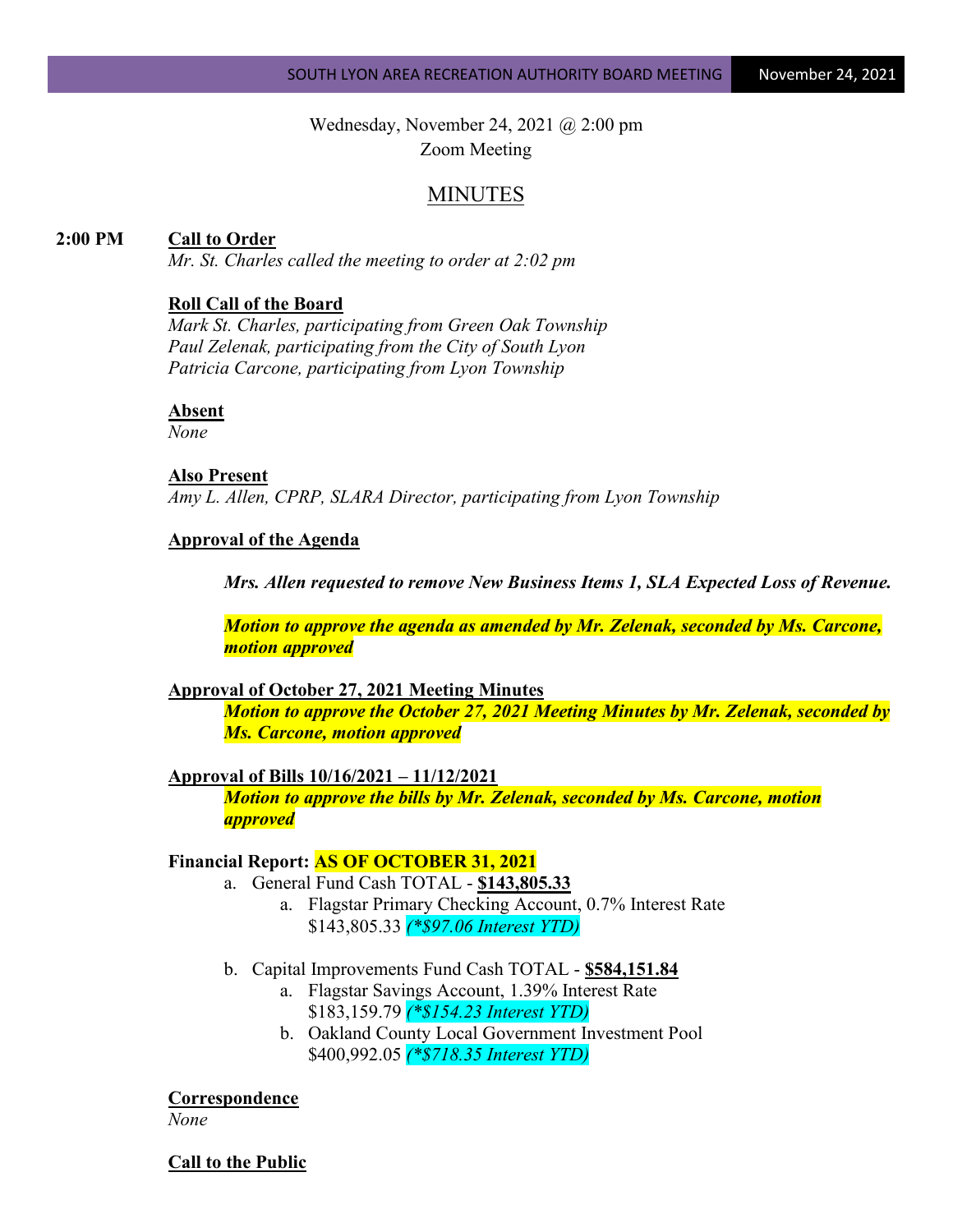Wednesday, November 24, 2021 @ 2:00 pm
Zoom Meeting

# MINUTES

**2:00 PM** **Call to Order**

*Mr. St. Charles called the meeting to order at 2:02 pm*

**Roll Call of the Board**

*Mark St. Charles, participating from Green Oak Township*
*Paul Zelenak, participating from the City of South Lyon*
*Patricia Carcone, participating from Lyon Township*

**Absent**

*None*

**Also Present**

*Amy L. Allen, CPRP, SLARA Director, participating from Lyon Township*

**Approval of the Agenda**

***Mrs. Allen requested to remove New Business Items 1, SLA Expected Loss of Revenue.***

***Motion to approve the agenda as amended by Mr. Zelenak, seconded by Ms. Carcone, motion approved***

**Approval of October 27, 2021 Meeting Minutes**

***Motion to approve the October 27, 2021 Meeting Minutes by Mr. Zelenak, seconded by Ms. Carcone, motion approved***

**Approval of Bills 10/16/2021 – 11/12/2021**

***Motion to approve the bills by Mr. Zelenak, seconded by Ms. Carcone, motion approved***

**Financial Report: AS OF OCTOBER 31, 2021**

a. General Fund Cash TOTAL - **$143,805.33**
   a. Flagstar Primary Checking Account, 0.7% Interest Rate
      $143,805.33 *(*$97.06 Interest YTD)*

b. Capital Improvements Fund Cash TOTAL - **$584,151.84**
   a. Flagstar Savings Account, 1.39% Interest Rate
      $183,159.79 *(*$154.23 Interest YTD)*
   b. Oakland County Local Government Investment Pool
      $400,992.05 *(*$718.35 Interest YTD)*

**Correspondence**

*None*

**Call to the Public**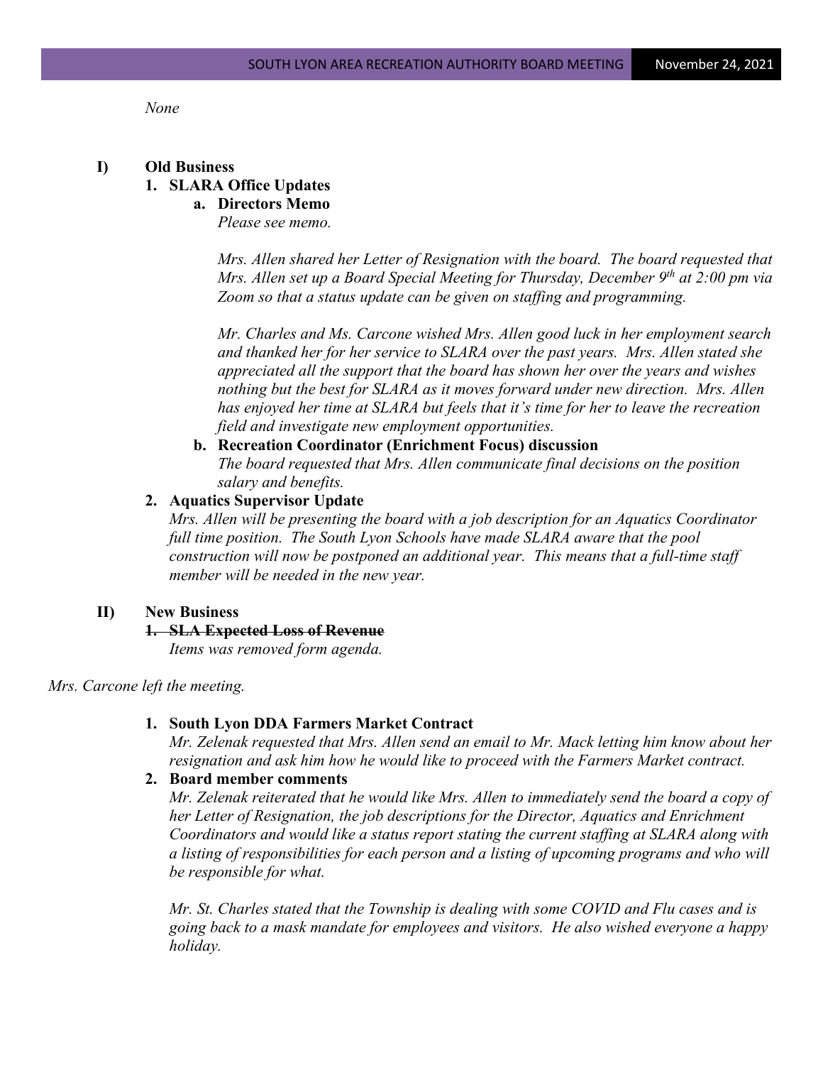*None*

**I) Old Business**

**1. SLARA Office Updates**

**a. Directors Memo**

*Please see memo.*

*Mrs. Allen shared her Letter of Resignation with the board. The board requested that Mrs. Allen set up a Board Special Meeting for Thursday, December 9th at 2:00 pm via Zoom so that a status update can be given on staffing and programming.*

*Mr. Charles and Ms. Carcone wished Mrs. Allen good luck in her employment search and thanked her for her service to SLARA over the past years. Mrs. Allen stated she appreciated all the support that the board has shown her over the years and wishes nothing but the best for SLARA as it moves forward under new direction. Mrs. Allen has enjoyed her time at SLARA but feels that it's time for her to leave the recreation field and investigate new employment opportunities.*

**b. Recreation Coordinator (Enrichment Focus) discussion**

*The board requested that Mrs. Allen communicate final decisions on the position salary and benefits.*

**2. Aquatics Supervisor Update**

*Mrs. Allen will be presenting the board with a job description for an Aquatics Coordinator full time position. The South Lyon Schools have made SLARA aware that the pool construction will now be postponed an additional year. This means that a full-time staff member will be needed in the new year.*

**II) New Business**

**~~1. SLA Expected Loss of Revenue~~**

*Items was removed form agenda.*

*Mrs. Carcone left the meeting.*

**1. South Lyon DDA Farmers Market Contract**

*Mr. Zelenak requested that Mrs. Allen send an email to Mr. Mack letting him know about her resignation and ask him how he would like to proceed with the Farmers Market contract.*

**2. Board member comments**

*Mr. Zelenak reiterated that he would like Mrs. Allen to immediately send the board a copy of her Letter of Resignation, the job descriptions for the Director, Aquatics and Enrichment Coordinators and would like a status report stating the current staffing at SLARA along with a listing of responsibilities for each person and a listing of upcoming programs and who will be responsible for what.*

*Mr. St. Charles stated that the Township is dealing with some COVID and Flu cases and is going back to a mask mandate for employees and visitors. He also wished everyone a happy holiday.*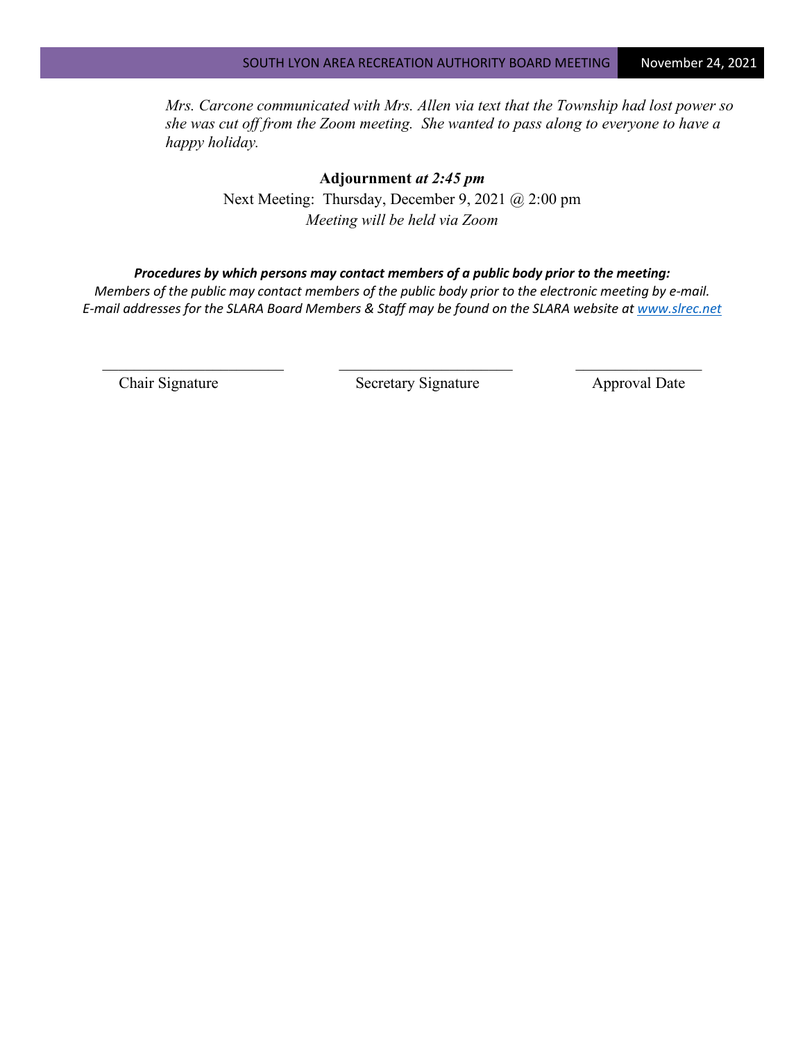*Mrs. Carcone communicated with Mrs. Allen via text that the Township had lost power so she was cut off from the Zoom meeting. She wanted to pass along to everyone to have a happy holiday.*

**Adjournment** ***at 2:45 pm***

Next Meeting: Thursday, December 9, 2021 @ 2:00 pm

*Meeting will be held via Zoom*

***Procedures by which persons may contact members of a public body prior to the meeting:***

*Members of the public may contact members of the public body prior to the electronic meeting by e-mail. E-mail addresses for the SLARA Board Members & Staff may be found on the SLARA website at www.slrec.net*

| | | |
|---|---|---|
| _______________________ | _______________________ | _______________ |
| Chair Signature | Secretary Signature | Approval Date |